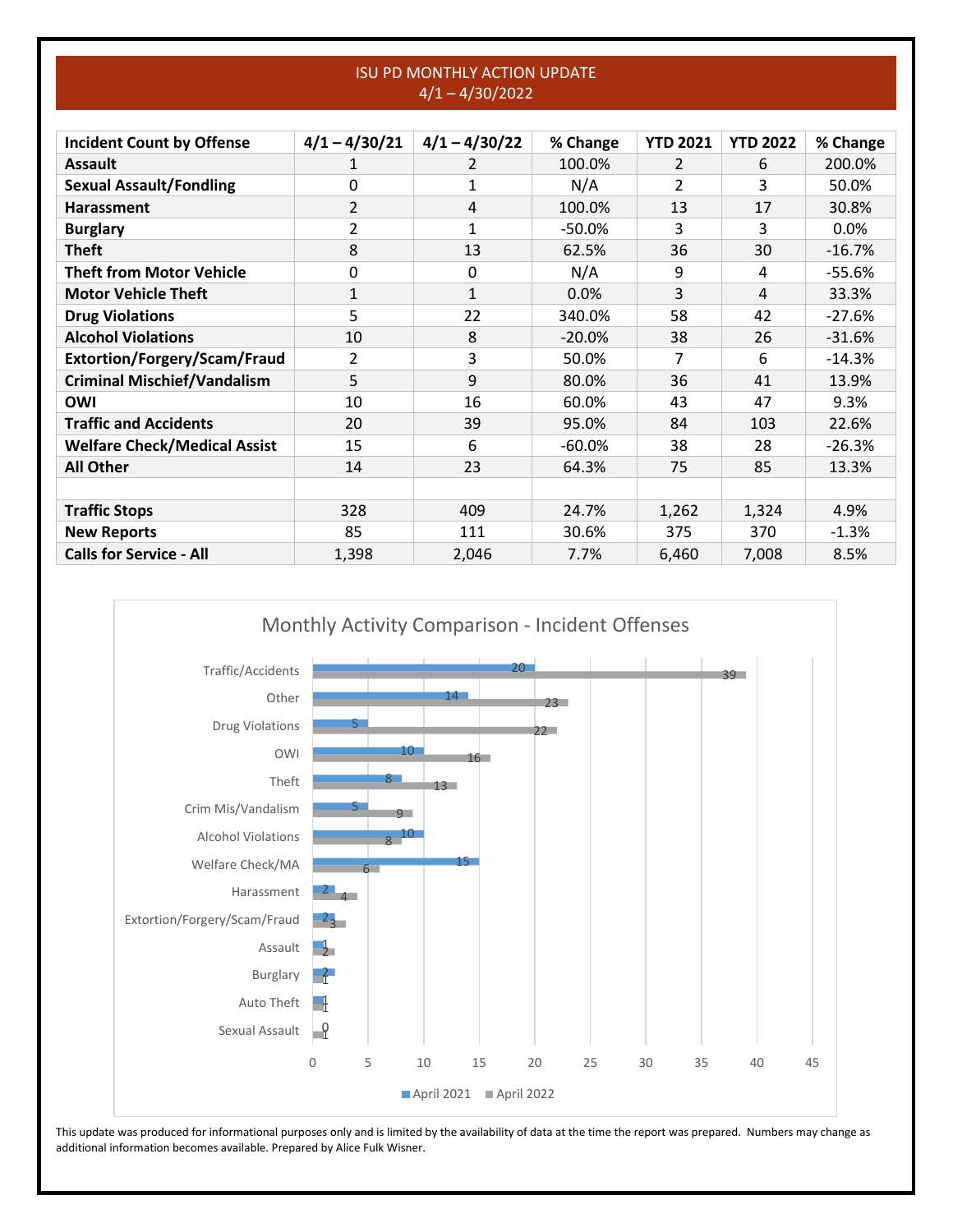# ISU PD MONTHLY ACTION UPDATE
## 4/1 – 4/30/2022

| Incident Count by Offense | 4/1 – 4/30/21 | 4/1 – 4/30/22 | % Change | YTD 2021 | YTD 2022 | % Change |
|---|---|---|---|---|---|---|
| **Assault** | 1 | 2 | 100.0% | 2 | 6 | 200.0% |
| **Sexual Assault/Fondling** | 0 | 1 | N/A | 2 | 3 | 50.0% |
| **Harassment** | 2 | 4 | 100.0% | 13 | 17 | 30.8% |
| **Burglary** | 2 | 1 | -50.0% | 3 | 3 | 0.0% |
| **Theft** | 8 | 13 | 62.5% | 36 | 30 | -16.7% |
| **Theft from Motor Vehicle** | 0 | 0 | N/A | 9 | 4 | -55.6% |
| **Motor Vehicle Theft** | 1 | 1 | 0.0% | 3 | 4 | 33.3% |
| **Drug Violations** | 5 | 22 | 340.0% | 58 | 42 | -27.6% |
| **Alcohol Violations** | 10 | 8 | -20.0% | 38 | 26 | -31.6% |
| **Extortion/Forgery/Scam/Fraud** | 2 | 3 | 50.0% | 7 | 6 | -14.3% |
| **Criminal Mischief/Vandalism** | 5 | 9 | 80.0% | 36 | 41 | 13.9% |
| **OWI** | 10 | 16 | 60.0% | 43 | 47 | 9.3% |
| **Traffic and Accidents** | 20 | 39 | 95.0% | 84 | 103 | 22.6% |
| **Welfare Check/Medical Assist** | 15 | 6 | -60.0% | 38 | 28 | -26.3% |
| **All Other** | 14 | 23 | 64.3% | 75 | 85 | 13.3% |
| | | | | | | |
| **Traffic Stops** | 328 | 409 | 24.7% | 1,262 | 1,324 | 4.9% |
| **New Reports** | 85 | 111 | 30.6% | 375 | 370 | -1.3% |
| **Calls for Service - All** | 1,398 | 2,046 | 7.7% | 6,460 | 7,008 | 8.5% |

### Monthly Activity Comparison - Incident Offenses

| Offense | April 2021 | April 2022 |
|---|---|---|
| Traffic/Accidents | 20 | 39 |
| Other | 14 | 23 |
| Drug Violations | 5 | 22 |
| OWI | 10 | 16 |
| Theft | 8 | 13 |
| Crim Mis/Vandalism | 5 | 9 |
| Alcohol Violations | 10 | 8 |
| Welfare Check/MA | 15 | 6 |
| Harassment | 2 | 4 |
| Extortion/Forgery/Scam/Fraud | 2 | 3 |
| Assault | 1 | 2 |
| Burglary | 2 | 1 |
| Auto Theft | 1 | 1 |
| Sexual Assault | 0 | 1 |

This update was produced for informational purposes only and is limited by the availability of data at the time the report was prepared. Numbers may change as additional information becomes available. Prepared by Alice Fulk Wisner.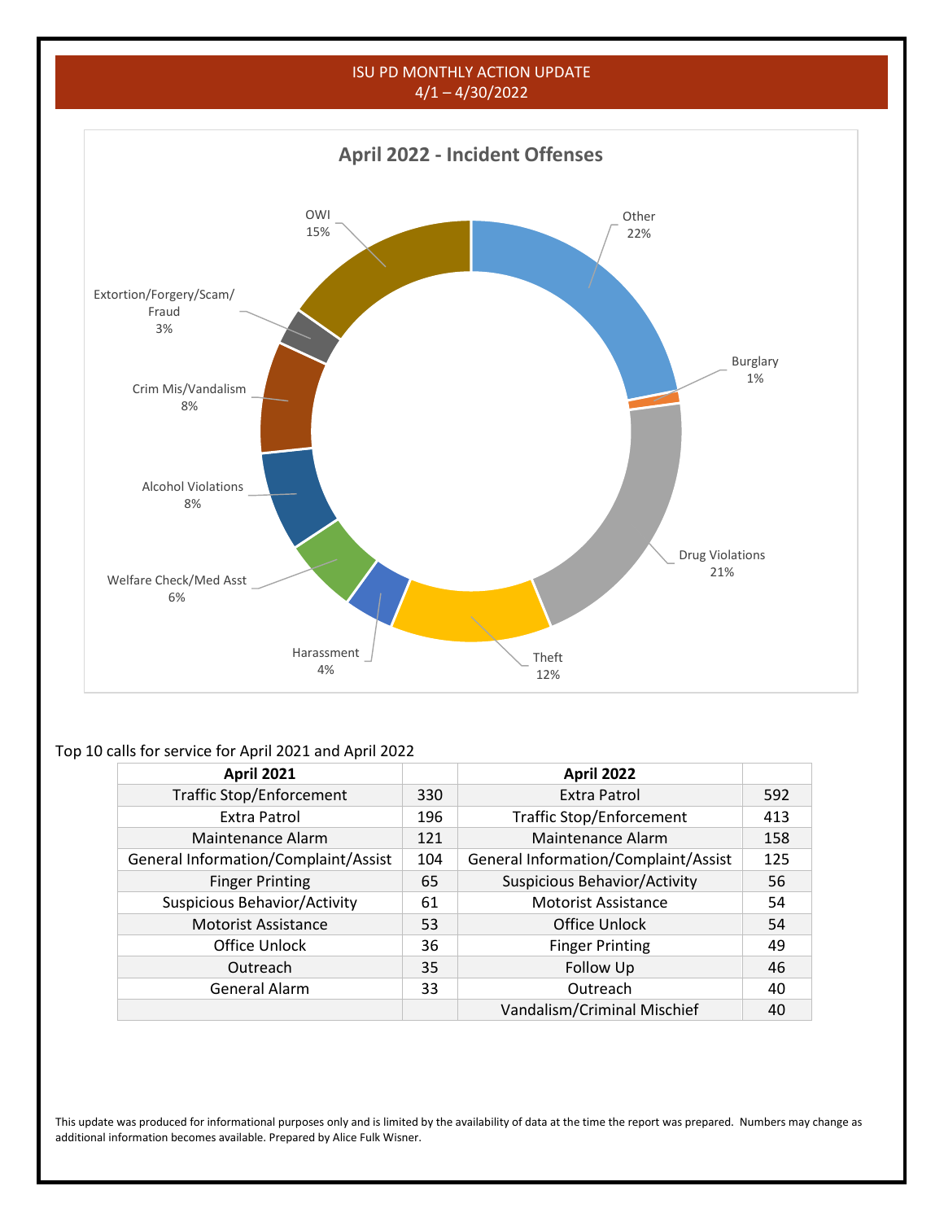# ISU PD MONTHLY ACTION UPDATE
## 4/1 – 4/30/2022

**April 2022 - Incident Offenses**

| Offense | Percent |
|---|---|
| Other | 22% |
| Burglary | 1% |
| Drug Violations | 21% |
| Theft | 12% |
| Harassment | 4% |
| Welfare Check/Med Asst | 6% |
| Alcohol Violations | 8% |
| Crim Mis/Vandalism | 8% |
| Extortion/Forgery/Scam/Fraud | 3% |
| OWI | 15% |

Top 10 calls for service for April 2021 and April 2022

| April 2021 | | April 2022 | |
|---|---|---|---|
| Traffic Stop/Enforcement | 330 | Extra Patrol | 592 |
| Extra Patrol | 196 | Traffic Stop/Enforcement | 413 |
| Maintenance Alarm | 121 | Maintenance Alarm | 158 |
| General Information/Complaint/Assist | 104 | General Information/Complaint/Assist | 125 |
| Finger Printing | 65 | Suspicious Behavior/Activity | 56 |
| Suspicious Behavior/Activity | 61 | Motorist Assistance | 54 |
| Motorist Assistance | 53 | Office Unlock | 54 |
| Office Unlock | 36 | Finger Printing | 49 |
| Outreach | 35 | Follow Up | 46 |
| General Alarm | 33 | Outreach | 40 |
| | | Vandalism/Criminal Mischief | 40 |

This update was produced for informational purposes only and is limited by the availability of data at the time the report was prepared. Numbers may change as additional information becomes available. Prepared by Alice Fulk Wisner.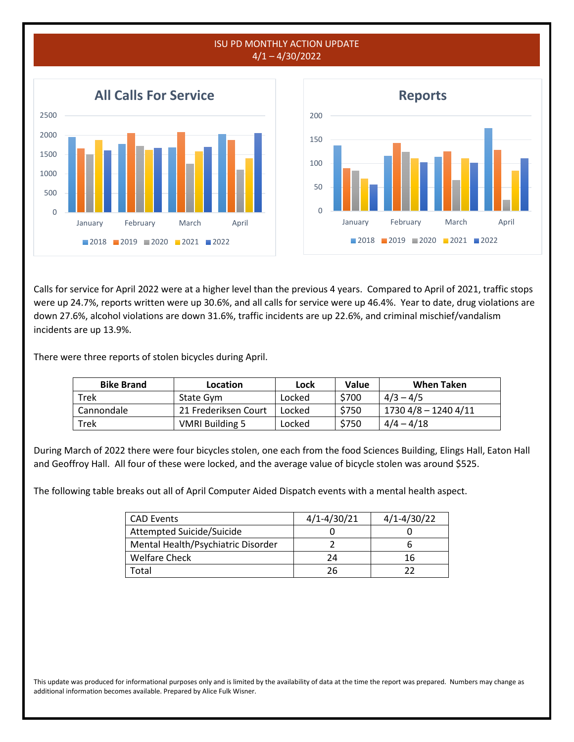# ISU PD MONTHLY ACTION UPDATE
## 4/1 – 4/30/2022

Calls for service for April 2022 were at a higher level than the previous 4 years. Compared to April of 2021, traffic stops were up 24.7%, reports written were up 30.6%, and all calls for service were up 46.4%. Year to date, drug violations are down 27.6%, alcohol violations are down 31.6%, traffic incidents are up 22.6%, and criminal mischief/vandalism incidents are up 13.9%.

There were three reports of stolen bicycles during April.

| Bike Brand | Location | Lock | Value | When Taken |
|---|---|---|---|---|
| Trek | State Gym | Locked | $700 | 4/3 – 4/5 |
| Cannondale | 21 Frederiksen Court | Locked | $750 | 1730 4/8 – 1240 4/11 |
| Trek | VMRI Building 5 | Locked | $750 | 4/4 – 4/18 |

During March of 2022 there were four bicycles stolen, one each from the food Sciences Building, Elings Hall, Eaton Hall and Geoffroy Hall. All four of these were locked, and the average value of bicycle stolen was around $525.

The following table breaks out all of April Computer Aided Dispatch events with a mental health aspect.

| CAD Events | 4/1-4/30/21 | 4/1-4/30/22 |
|---|---|---|
| Attempted Suicide/Suicide | 0 | 0 |
| Mental Health/Psychiatric Disorder | 2 | 6 |
| Welfare Check | 24 | 16 |
| Total | 26 | 22 |

This update was produced for informational purposes only and is limited by the availability of data at the time the report was prepared. Numbers may change as additional information becomes available. Prepared by Alice Fulk Wisner.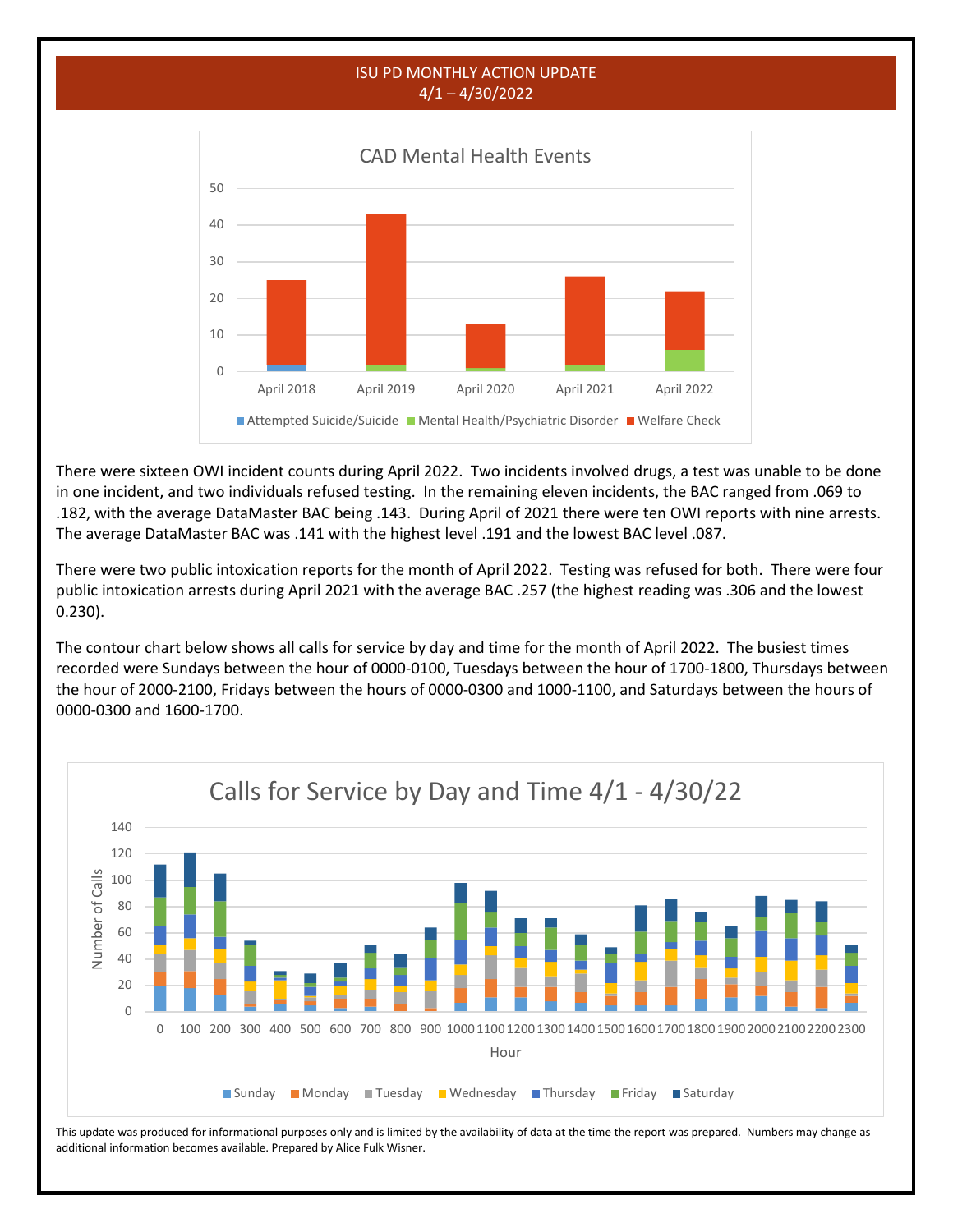# ISU PD MONTHLY ACTION UPDATE
4/1 – 4/30/2022

CAD Mental Health Events

50
40
30
20
10
0

April 2018
April 2019
April 2020
April 2021
April 2022

Attempted Suicide/Suicide
Mental Health/Psychiatric Disorder
Welfare Check

There were sixteen OWI incident counts during April 2022. Two incidents involved drugs, a test was unable to be done in one incident, and two individuals refused testing. In the remaining eleven incidents, the BAC ranged from .069 to .182, with the average DataMaster BAC being .143. During April of 2021 there were ten OWI reports with nine arrests. The average DataMaster BAC was .141 with the highest level .191 and the lowest BAC level .087.

There were two public intoxication reports for the month of April 2022. Testing was refused for both. There were four public intoxication arrests during April 2021 with the average BAC .257 (the highest reading was .306 and the lowest 0.230).

The contour chart below shows all calls for service by day and time for the month of April 2022. The busiest times recorded were Sundays between the hour of 0000-0100, Tuesdays between the hour of 1700-1800, Thursdays between the hour of 2000-2100, Fridays between the hours of 0000-0300 and 1000-1100, and Saturdays between the hours of 0000-0300 and 1600-1700.

Calls for Service by Day and Time 4/1 - 4/30/22

Number of Calls

140
120
100
80
60
40
20
0

0 100 200 300 400 500 600 700 800 900 1000 1100 1200 1300 1400 1500 1600 1700 1800 1900 2000 2100 2200 2300

Hour

Sunday
Monday
Tuesday
Wednesday
Thursday
Friday
Saturday

This update was produced for informational purposes only and is limited by the availability of data at the time the report was prepared. Numbers may change as additional information becomes available. Prepared by Alice Fulk Wisner.